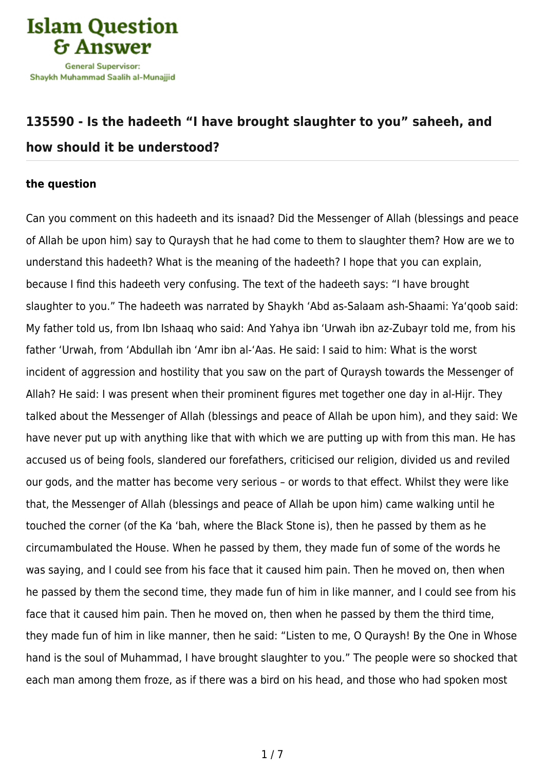# 135590 - Is the hadeeth "I have brought slaughter to you" saheeh, and how should it be understood?

### the question

Can you comment on this hadeeth and its isnaad? Did the Messenger of Allah (blessings and peace of Allah be upon him) say to Quraysh that he had come to them to slaughter them? How are we to understand this hadeeth? What is the meaning of the hadeeth? I hope that you can explain, because I find this hadeeth very confusing. The text of the hadeeth says: "I have brought slaughter to you." The hadeeth was narrated by Shaykh 'Abd as-Salaam ash-Shaami: Ya'qoob said: My father told us, from Ibn Ishaaq who said: And Yahya ibn 'Urwah ibn az-Zubayr told me, from his father 'Urwah, from 'Abdullah ibn 'Amr ibn al-'Aas. He said: I said to him: What is the worst incident of aggression and hostility that you saw on the part of Quraysh towards the Messenger of Allah? He said: I was present when their prominent figures met together one day in al-Hijr. They talked about the Messenger of Allah (blessings and peace of Allah be upon him), and they said: We have never put up with anything like that with which we are putting up with from this man. He has accused us of being fools, slandered our forefathers, criticised our religion, divided us and reviled our gods, and the matter has become very serious – or words to that effect. Whilst they were like that, the Messenger of Allah (blessings and peace of Allah be upon him) came walking until he touched the corner (of the Ka 'bah, where the Black Stone is), then he passed by them as he circumambulated the House. When he passed by them, they made fun of some of the words he was saying, and I could see from his face that it caused him pain. Then he moved on, then when he passed by them the second time, they made fun of him in like manner, and I could see from his face that it caused him pain. Then he moved on, then when he passed by them the third time, they made fun of him in like manner, then he said: "Listen to me, O Quraysh! By the One in Whose hand is the soul of Muhammad, I have brought slaughter to you." The people were so shocked that each man among them froze, as if there was a bird on his head, and those who had spoken most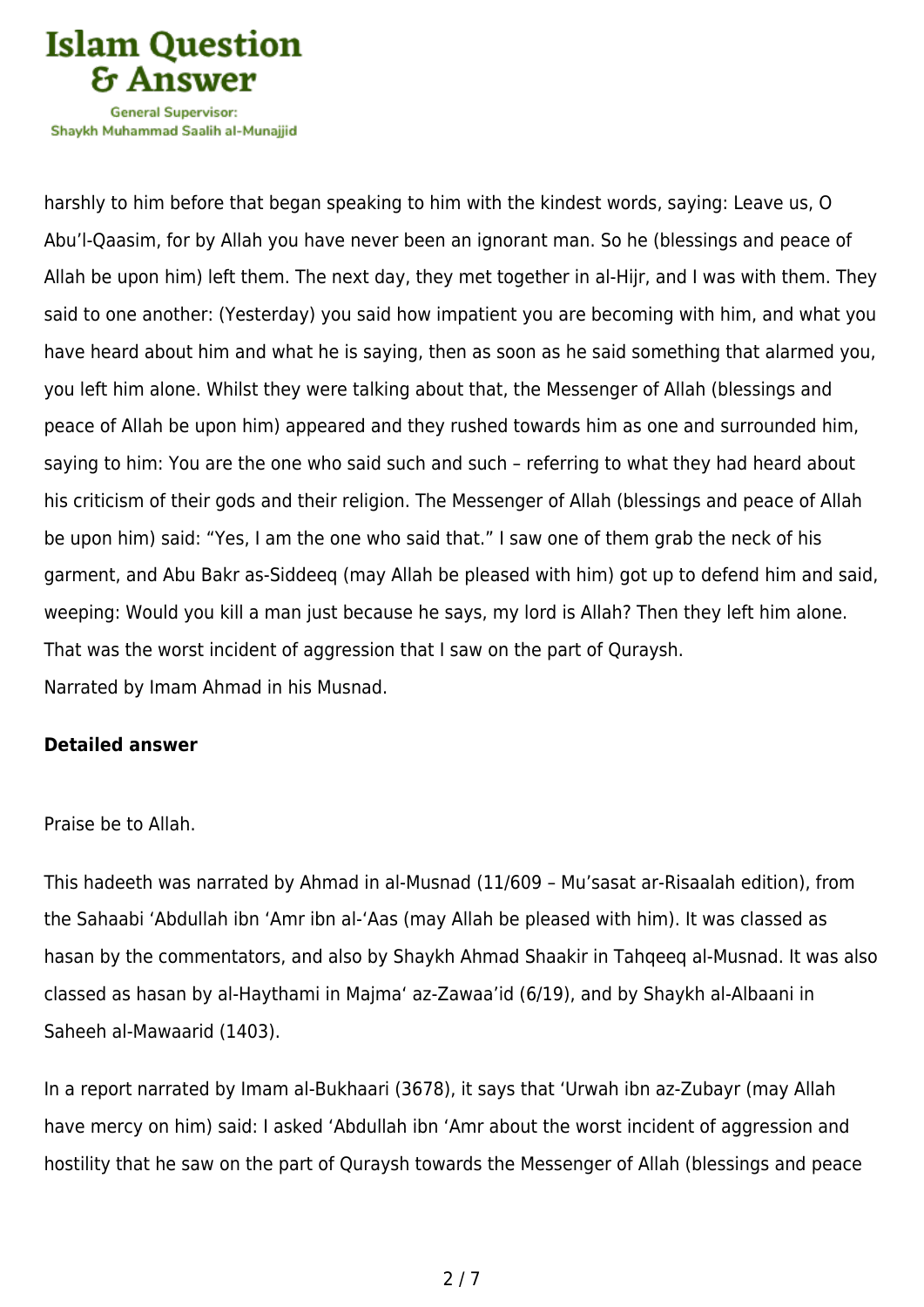harshly to him before that began speaking to him with the kindest words, saying: Leave us, O Abu'l-Qaasim, for by Allah you have never been an ignorant man. So he (blessings and peace of Allah be upon him) left them. The next day, they met together in al-Hijr, and I was with them. They said to one another: (Yesterday) you said how impatient you are becoming with him, and what you have heard about him and what he is saying, then as soon as he said something that alarmed you, you left him alone. Whilst they were talking about that, the Messenger of Allah (blessings and peace of Allah be upon him) appeared and they rushed towards him as one and surrounded him, saying to him: You are the one who said such and such – referring to what they had heard about his criticism of their gods and their religion. The Messenger of Allah (blessings and peace of Allah be upon him) said: "Yes, I am the one who said that." I saw one of them grab the neck of his garment, and Abu Bakr as-Siddeeq (may Allah be pleased with him) got up to defend him and said, weeping: Would you kill a man just because he says, my lord is Allah? Then they left him alone. That was the worst incident of aggression that I saw on the part of Quraysh.
Narrated by Imam Ahmad in his Musnad.

**Detailed answer**

Praise be to Allah.

This hadeeth was narrated by Ahmad in al-Musnad (11/609 – Mu'sasat ar-Risaalah edition), from the Sahaabi 'Abdullah ibn 'Amr ibn al-'Aas (may Allah be pleased with him). It was classed as hasan by the commentators, and also by Shaykh Ahmad Shaakir in Tahqeeq al-Musnad. It was also classed as hasan by al-Haythami in Majma' az-Zawaa'id (6/19), and by Shaykh al-Albaani in Saheeh al-Mawaarid (1403).

In a report narrated by Imam al-Bukhaari (3678), it says that 'Urwah ibn az-Zubayr (may Allah have mercy on him) said: I asked 'Abdullah ibn 'Amr about the worst incident of aggression and hostility that he saw on the part of Quraysh towards the Messenger of Allah (blessings and peace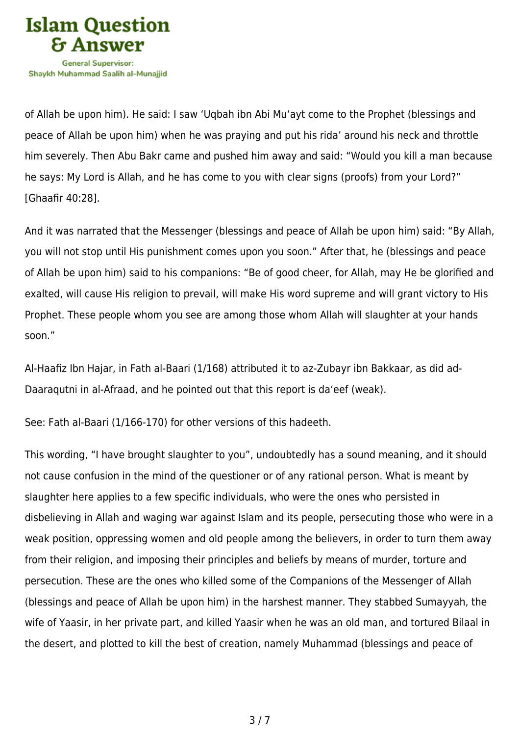of Allah be upon him). He said: I saw ‘Uqbah ibn Abi Mu‘ayt come to the Prophet (blessings and peace of Allah be upon him) when he was praying and put his rida’ around his neck and throttle him severely. Then Abu Bakr came and pushed him away and said: “Would you kill a man because he says: My Lord is Allah, and he has come to you with clear signs (proofs) from your Lord?” [Ghaafir 40:28].

And it was narrated that the Messenger (blessings and peace of Allah be upon him) said: “By Allah, you will not stop until His punishment comes upon you soon.” After that, he (blessings and peace of Allah be upon him) said to his companions: “Be of good cheer, for Allah, may He be glorified and exalted, will cause His religion to prevail, will make His word supreme and will grant victory to His Prophet. These people whom you see are among those whom Allah will slaughter at your hands soon.”

Al-Haafiz Ibn Hajar, in Fath al-Baari (1/168) attributed it to az-Zubayr ibn Bakkaar, as did ad-Daaraqutni in al-Afraad, and he pointed out that this report is da‘eef (weak).

See: Fath al-Baari (1/166-170) for other versions of this hadeeth.

This wording, “I have brought slaughter to you”, undoubtedly has a sound meaning, and it should not cause confusion in the mind of the questioner or of any rational person. What is meant by slaughter here applies to a few specific individuals, who were the ones who persisted in disbelieving in Allah and waging war against Islam and its people, persecuting those who were in a weak position, oppressing women and old people among the believers, in order to turn them away from their religion, and imposing their principles and beliefs by means of murder, torture and persecution. These are the ones who killed some of the Companions of the Messenger of Allah (blessings and peace of Allah be upon him) in the harshest manner. They stabbed Sumayyah, the wife of Yaasir, in her private part, and killed Yaasir when he was an old man, and tortured Bilaal in the desert, and plotted to kill the best of creation, namely Muhammad (blessings and peace of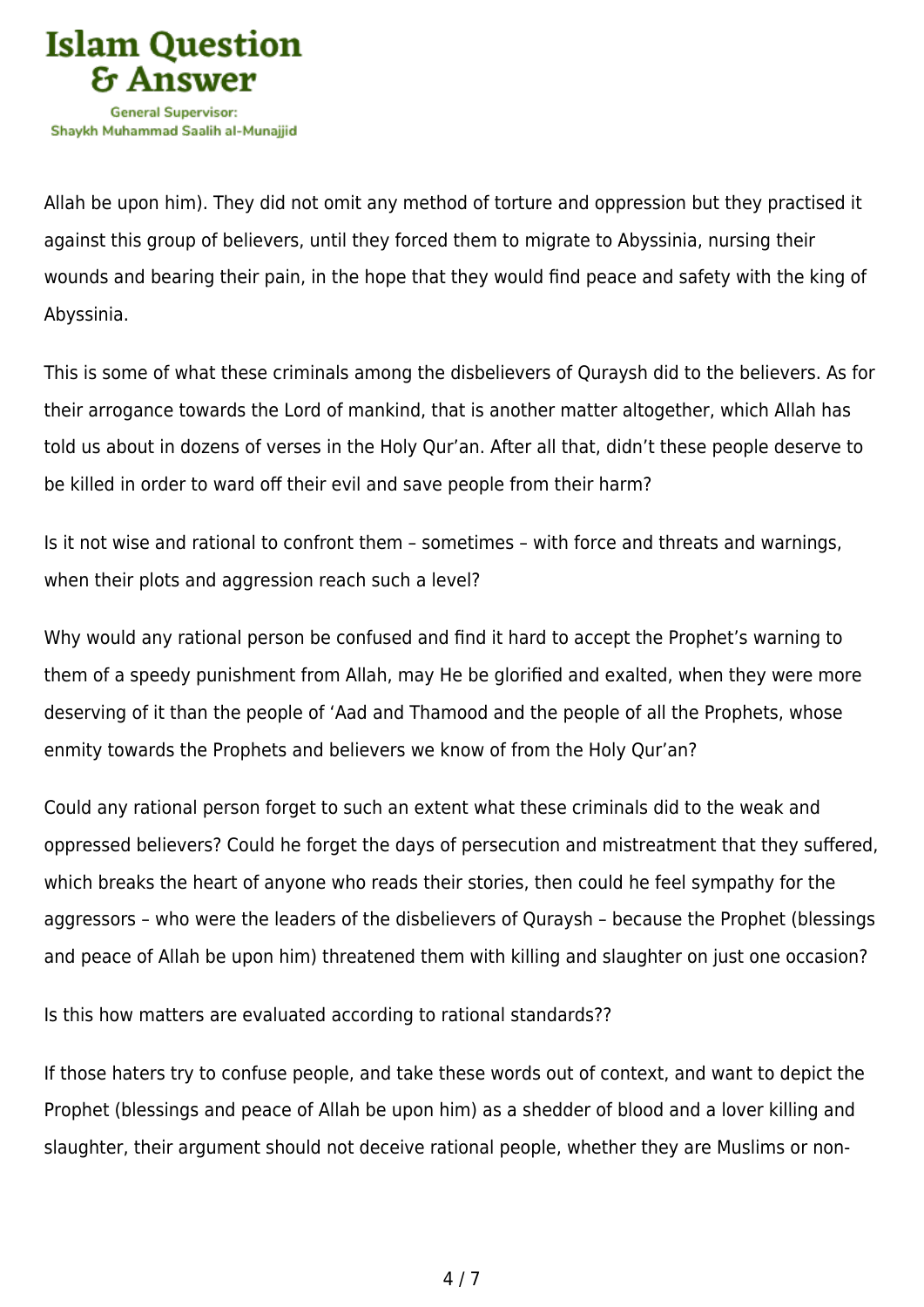Allah be upon him). They did not omit any method of torture and oppression but they practised it against this group of believers, until they forced them to migrate to Abyssinia, nursing their wounds and bearing their pain, in the hope that they would find peace and safety with the king of Abyssinia.

This is some of what these criminals among the disbelievers of Quraysh did to the believers. As for their arrogance towards the Lord of mankind, that is another matter altogether, which Allah has told us about in dozens of verses in the Holy Qur'an. After all that, didn't these people deserve to be killed in order to ward off their evil and save people from their harm?

Is it not wise and rational to confront them – sometimes – with force and threats and warnings, when their plots and aggression reach such a level?

Why would any rational person be confused and find it hard to accept the Prophet's warning to them of a speedy punishment from Allah, may He be glorified and exalted, when they were more deserving of it than the people of 'Aad and Thamood and the people of all the Prophets, whose enmity towards the Prophets and believers we know of from the Holy Qur'an?

Could any rational person forget to such an extent what these criminals did to the weak and oppressed believers? Could he forget the days of persecution and mistreatment that they suffered, which breaks the heart of anyone who reads their stories, then could he feel sympathy for the aggressors – who were the leaders of the disbelievers of Quraysh – because the Prophet (blessings and peace of Allah be upon him) threatened them with killing and slaughter on just one occasion?

Is this how matters are evaluated according to rational standards??

If those haters try to confuse people, and take these words out of context, and want to depict the Prophet (blessings and peace of Allah be upon him) as a shedder of blood and a lover killing and slaughter, their argument should not deceive rational people, whether they are Muslims or non-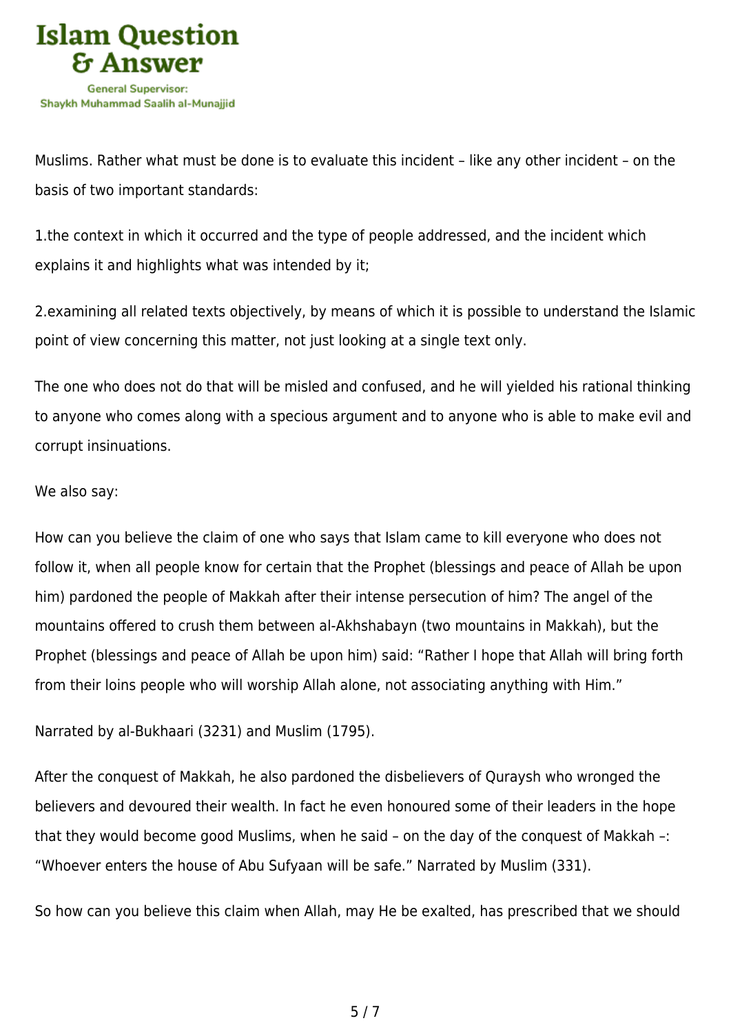Muslims. Rather what must be done is to evaluate this incident – like any other incident – on the basis of two important standards:

1.the context in which it occurred and the type of people addressed, and the incident which explains it and highlights what was intended by it;

2.examining all related texts objectively, by means of which it is possible to understand the Islamic point of view concerning this matter, not just looking at a single text only.

The one who does not do that will be misled and confused, and he will yielded his rational thinking to anyone who comes along with a specious argument and to anyone who is able to make evil and corrupt insinuations.

We also say:

How can you believe the claim of one who says that Islam came to kill everyone who does not follow it, when all people know for certain that the Prophet (blessings and peace of Allah be upon him) pardoned the people of Makkah after their intense persecution of him? The angel of the mountains offered to crush them between al-Akhshabayn (two mountains in Makkah), but the Prophet (blessings and peace of Allah be upon him) said: “Rather I hope that Allah will bring forth from their loins people who will worship Allah alone, not associating anything with Him.”

Narrated by al-Bukhaari (3231) and Muslim (1795).

After the conquest of Makkah, he also pardoned the disbelievers of Quraysh who wronged the believers and devoured their wealth. In fact he even honoured some of their leaders in the hope that they would become good Muslims, when he said – on the day of the conquest of Makkah –: “Whoever enters the house of Abu Sufyaan will be safe.” Narrated by Muslim (331).

So how can you believe this claim when Allah, may He be exalted, has prescribed that we should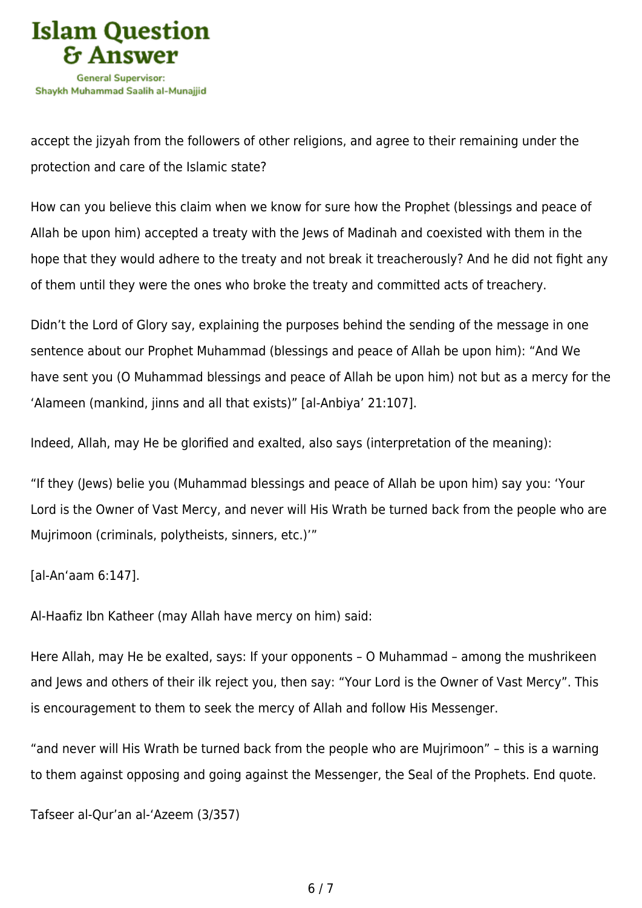accept the jizyah from the followers of other religions, and agree to their remaining under the protection and care of the Islamic state?

How can you believe this claim when we know for sure how the Prophet (blessings and peace of Allah be upon him) accepted a treaty with the Jews of Madinah and coexisted with them in the hope that they would adhere to the treaty and not break it treacherously? And he did not fight any of them until they were the ones who broke the treaty and committed acts of treachery.

Didn't the Lord of Glory say, explaining the purposes behind the sending of the message in one sentence about our Prophet Muhammad (blessings and peace of Allah be upon him): "And We have sent you (O Muhammad blessings and peace of Allah be upon him) not but as a mercy for the 'Alameen (mankind, jinns and all that exists)" [al-Anbiya' 21:107].

Indeed, Allah, may He be glorified and exalted, also says (interpretation of the meaning):

"If they (Jews) belie you (Muhammad blessings and peace of Allah be upon him) say you: 'Your Lord is the Owner of Vast Mercy, and never will His Wrath be turned back from the people who are Mujrimoon (criminals, polytheists, sinners, etc.)'"

[al-An'aam 6:147].

Al-Haafiz Ibn Katheer (may Allah have mercy on him) said:

Here Allah, may He be exalted, says: If your opponents – O Muhammad – among the mushrikeen and Jews and others of their ilk reject you, then say: "Your Lord is the Owner of Vast Mercy". This is encouragement to them to seek the mercy of Allah and follow His Messenger.

"and never will His Wrath be turned back from the people who are Mujrimoon" – this is a warning to them against opposing and going against the Messenger, the Seal of the Prophets. End quote.

Tafseer al-Qur'an al-'Azeem (3/357)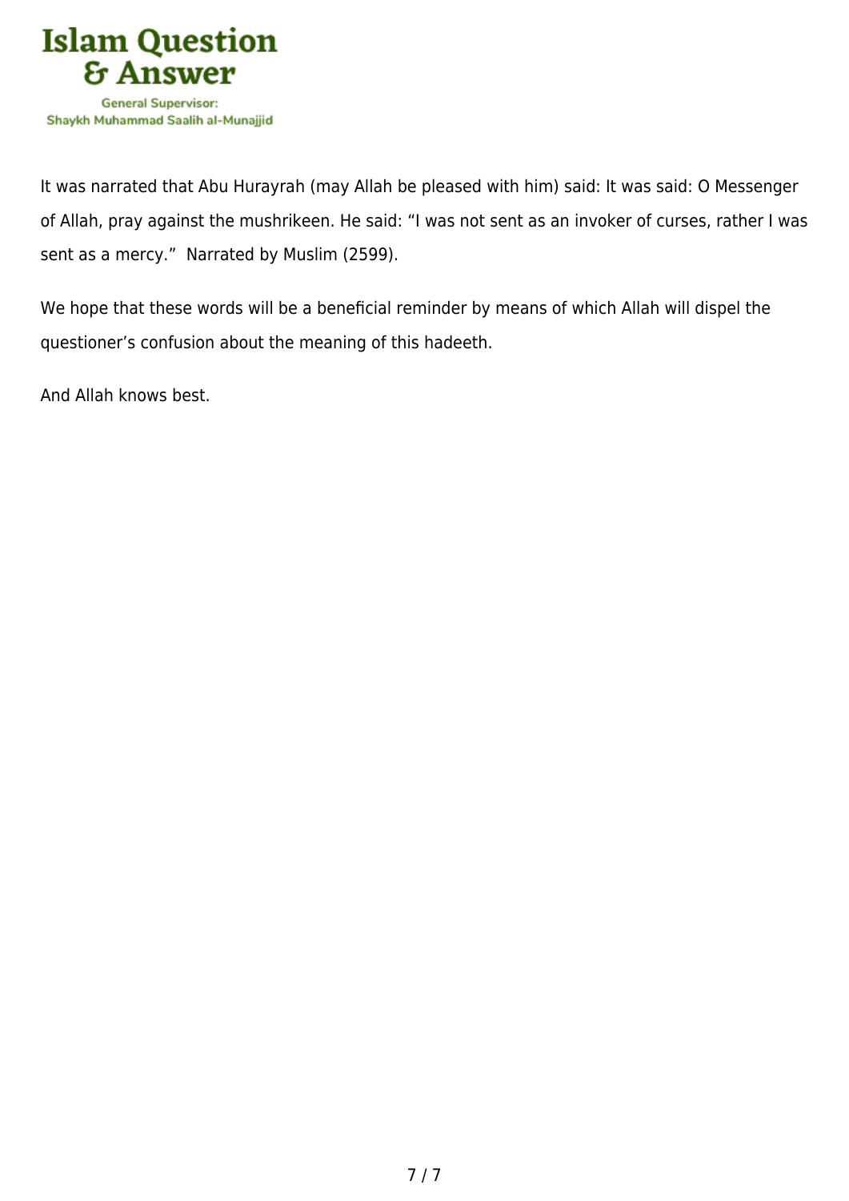It was narrated that Abu Hurayrah (may Allah be pleased with him) said: It was said: O Messenger of Allah, pray against the mushrikeen. He said: "I was not sent as an invoker of curses, rather I was sent as a mercy." Narrated by Muslim (2599).

We hope that these words will be a beneficial reminder by means of which Allah will dispel the questioner's confusion about the meaning of this hadeeth.

And Allah knows best.